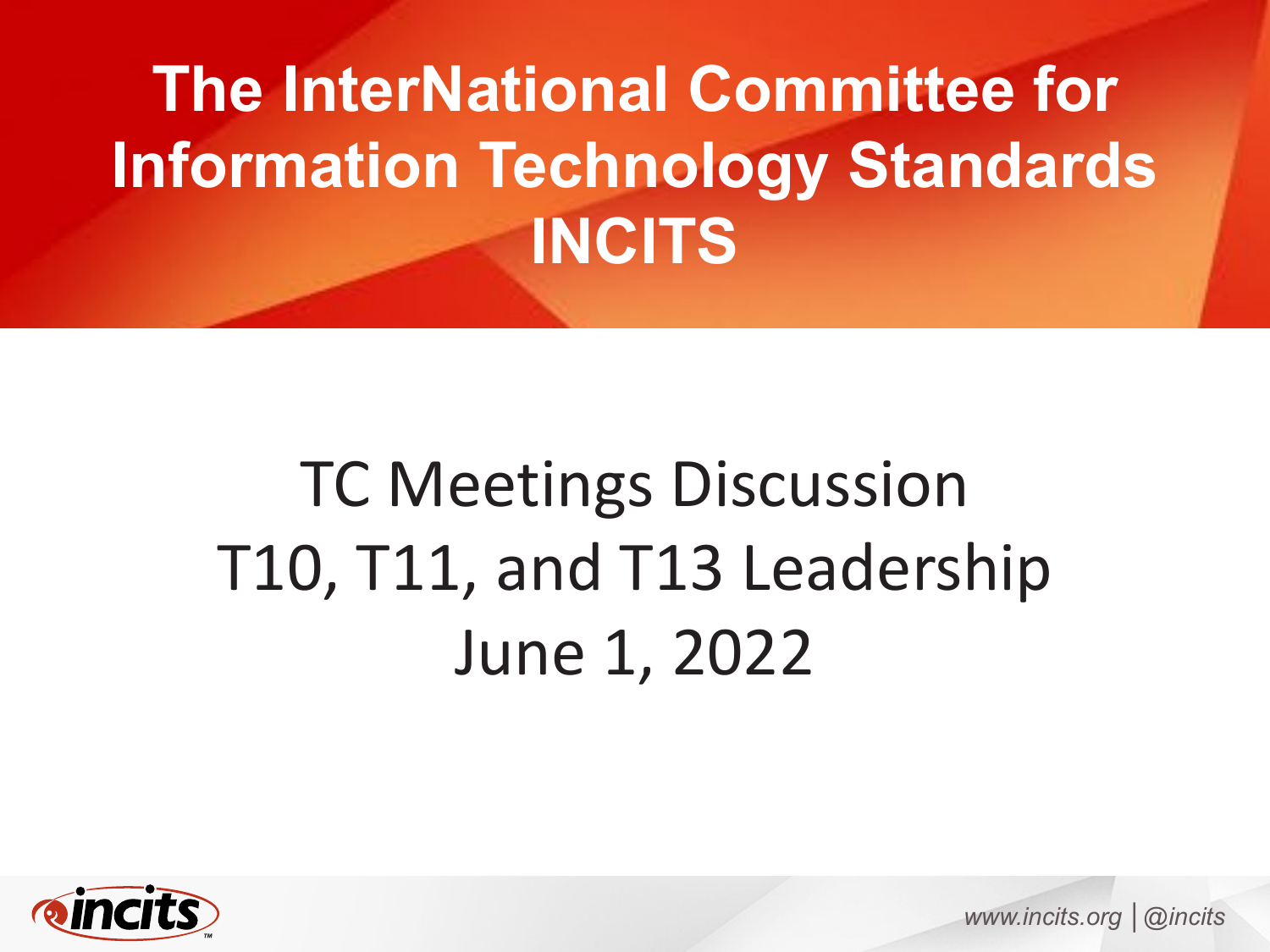# The InterNational Committee for Information Technology Standards INCITS

## TC Meetings Discussion
## T10, T11, and T13 Leadership
## June 1, 2022

www.incits.org | @incits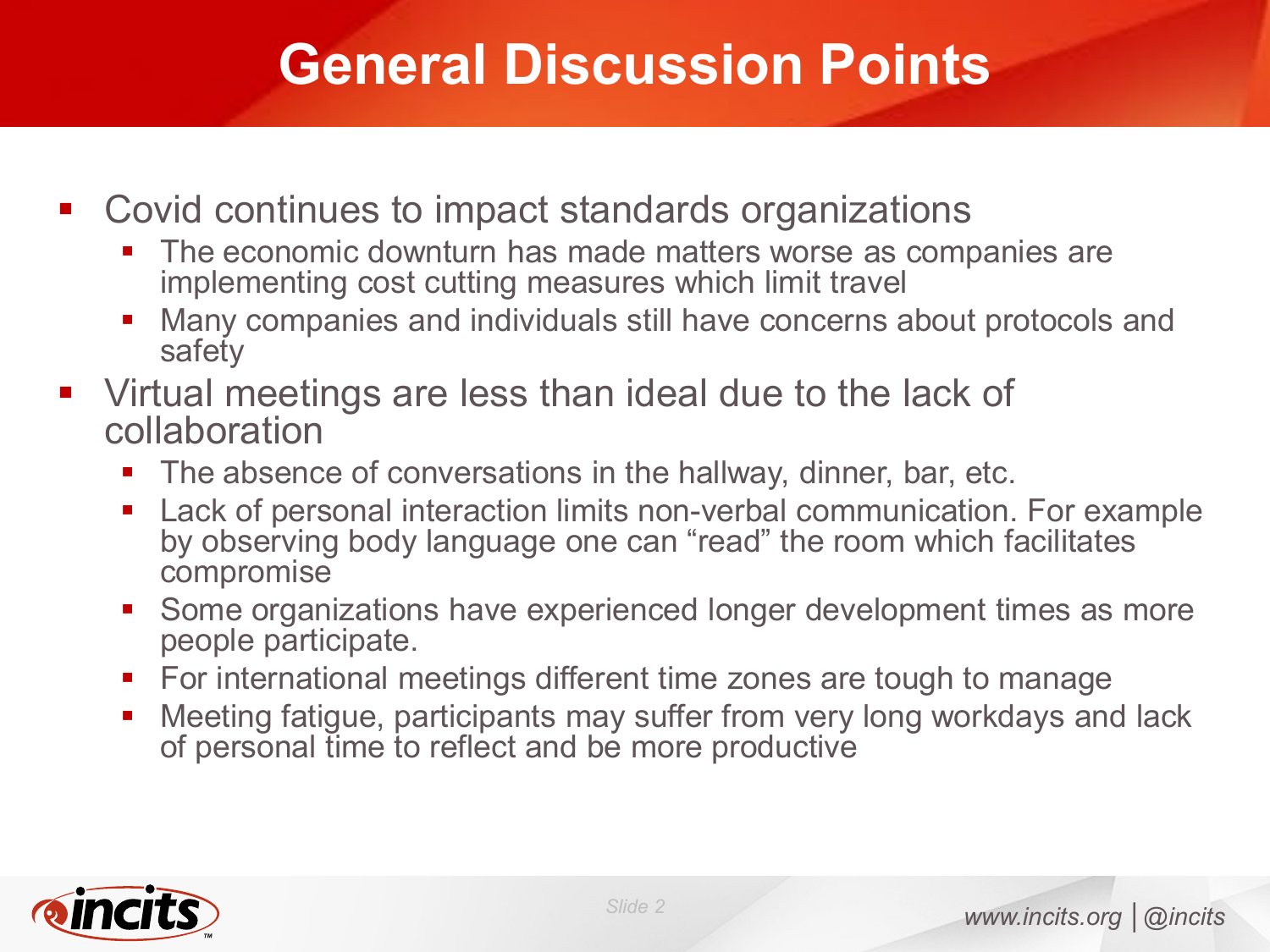# General Discussion Points

- Covid continues to impact standards organizations
  - The economic downturn has made matters worse as companies are implementing cost cutting measures which limit travel
  - Many companies and individuals still have concerns about protocols and safety
- Virtual meetings are less than ideal due to the lack of collaboration
  - The absence of conversations in the hallway, dinner, bar, etc.
  - Lack of personal interaction limits non-verbal communication. For example by observing body language one can "read" the room which facilitates compromise
  - Some organizations have experienced longer development times as more people participate.
  - For international meetings different time zones are tough to manage
  - Meeting fatigue, participants may suffer from very long workdays and lack of personal time to reflect and be more productive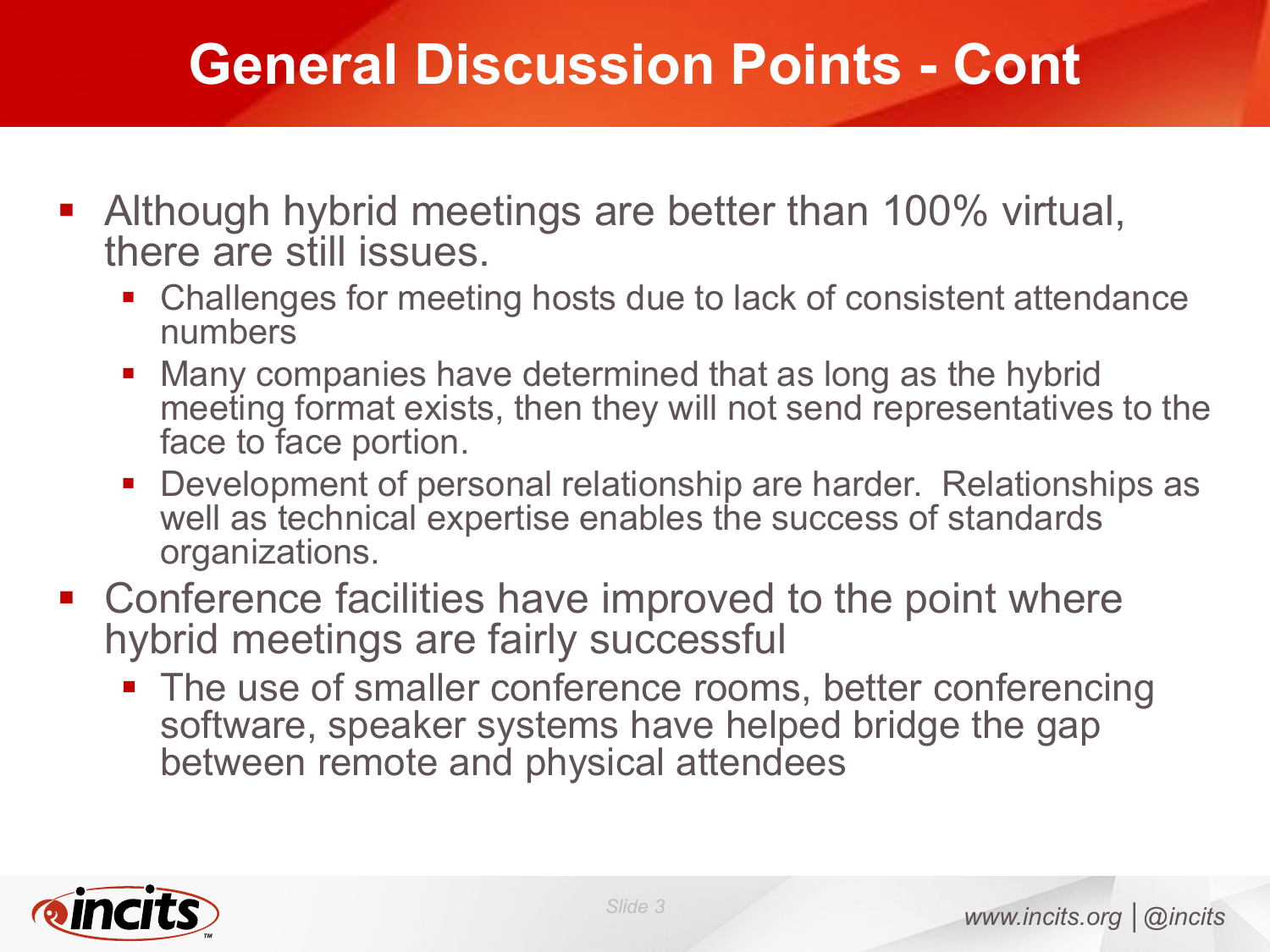# General Discussion Points - Cont

- Although hybrid meetings are better than 100% virtual, there are still issues.
  - Challenges for meeting hosts due to lack of consistent attendance numbers
  - Many companies have determined that as long as the hybrid meeting format exists, then they will not send representatives to the face to face portion.
  - Development of personal relationship are harder. Relationships as well as technical expertise enables the success of standards organizations.
- Conference facilities have improved to the point where hybrid meetings are fairly successful
  - The use of smaller conference rooms, better conferencing software, speaker systems have helped bridge the gap between remote and physical attendees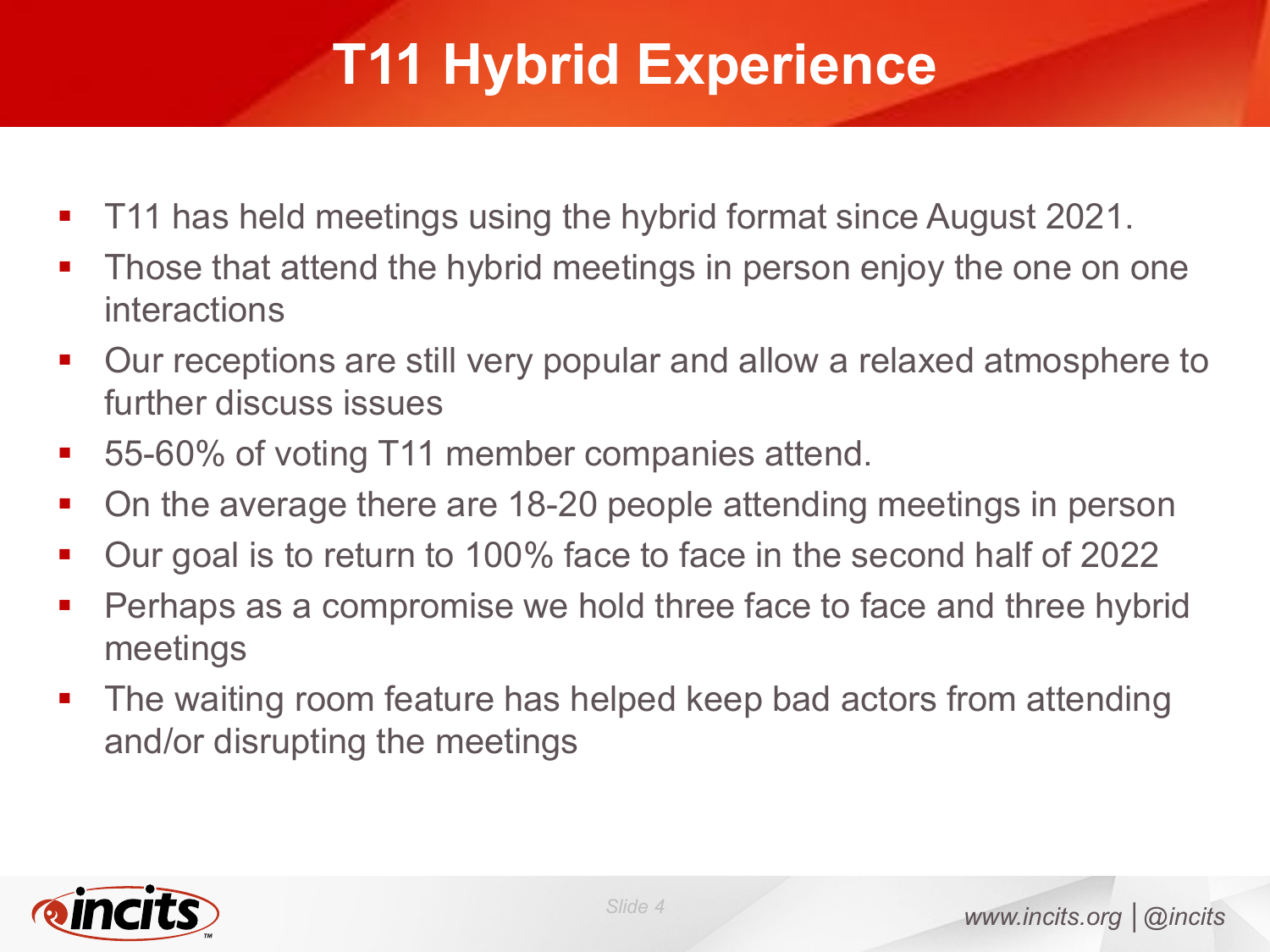# T11 Hybrid Experience

- T11 has held meetings using the hybrid format since August 2021.
- Those that attend the hybrid meetings in person enjoy the one on one interactions
- Our receptions are still very popular and allow a relaxed atmosphere to further discuss issues
- 55-60% of voting T11 member companies attend.
- On the average there are 18-20 people attending meetings in person
- Our goal is to return to 100% face to face in the second half of 2022
- Perhaps as a compromise we hold three face to face and three hybrid meetings
- The waiting room feature has helped keep bad actors from attending and/or disrupting the meetings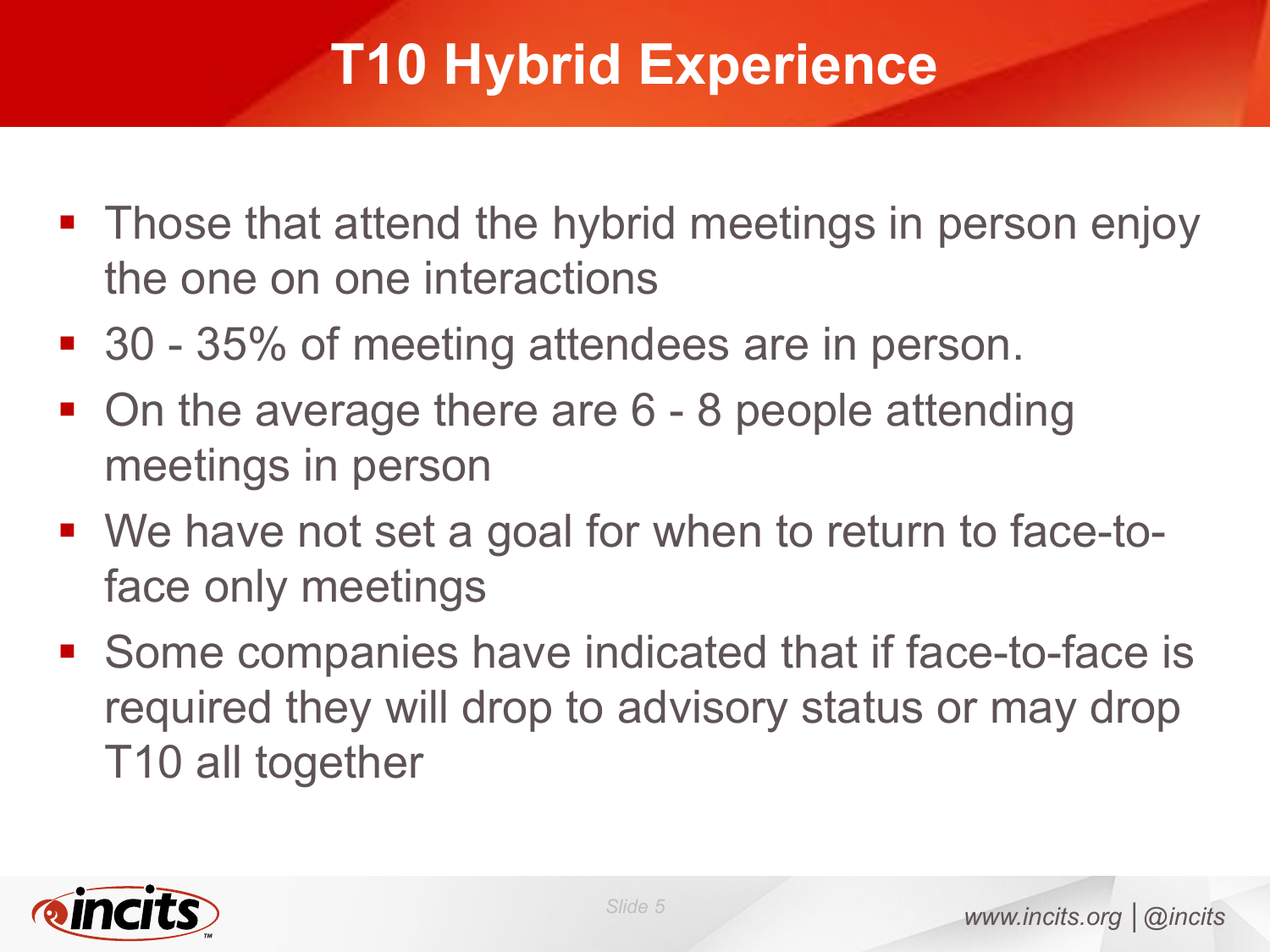# T10 Hybrid Experience

- Those that attend the hybrid meetings in person enjoy the one on one interactions
- 30 - 35% of meeting attendees are in person.
- On the average there are 6 - 8 people attending meetings in person
- We have not set a goal for when to return to face-to-face only meetings
- Some companies have indicated that if face-to-face is required they will drop to advisory status or may drop T10 all together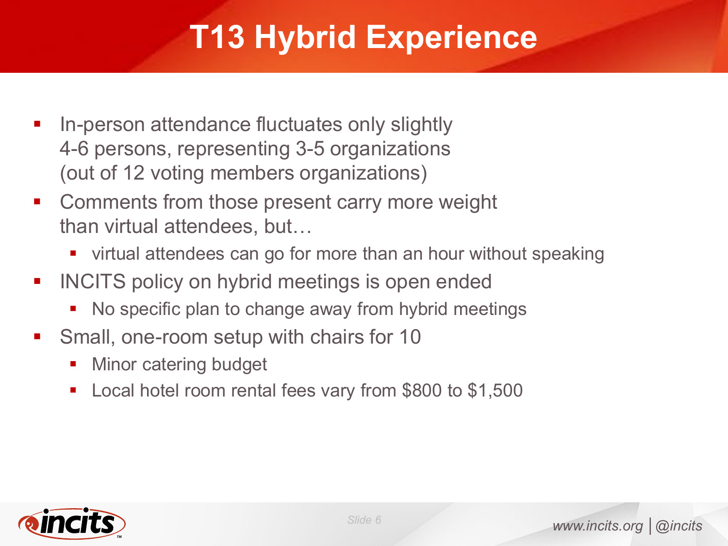# T13 Hybrid Experience

- In-person attendance fluctuates only slightly
  4-6 persons, representing 3-5 organizations
  (out of 12 voting members organizations)
- Comments from those present carry more weight
  than virtual attendees, but…
  - virtual attendees can go for more than an hour without speaking
- INCITS policy on hybrid meetings is open ended
  - No specific plan to change away from hybrid meetings
- Small, one-room setup with chairs for 10
  - Minor catering budget
  - Local hotel room rental fees vary from $800 to $1,500